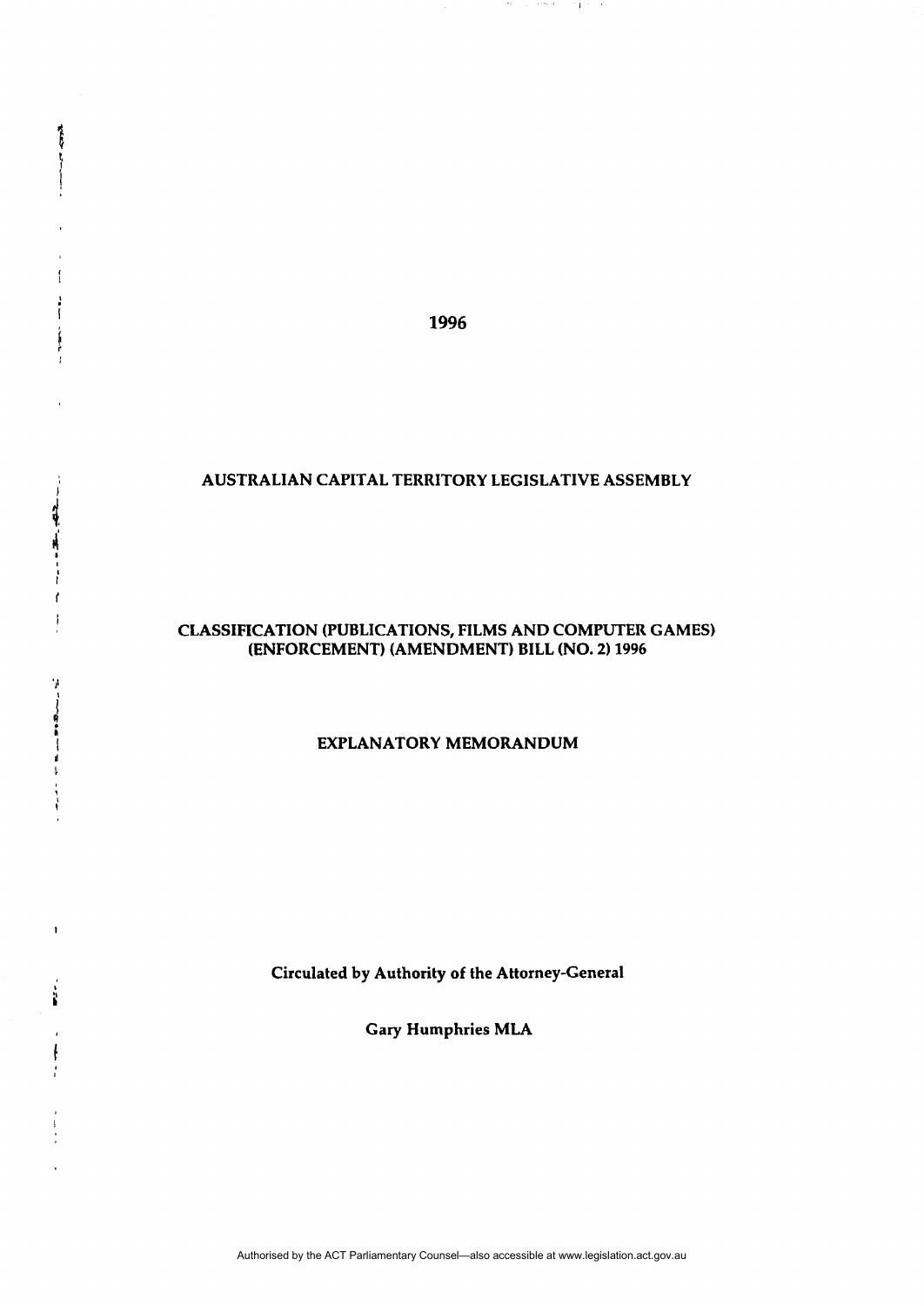1996

AUSTRALIAN CAPITAL TERRITORY LEGISLATIVE ASSEMBLY

# CLASSIFICATION (PUBLICATIONS, FILMS AND COMPUTER GAMES) (ENFORCEMENT) (AMENDMENT) BILL (NO. 2) 1996

## EXPLANATORY MEMORANDUM

Circulated by Authority of the Attorney-General

Gary Humphries MLA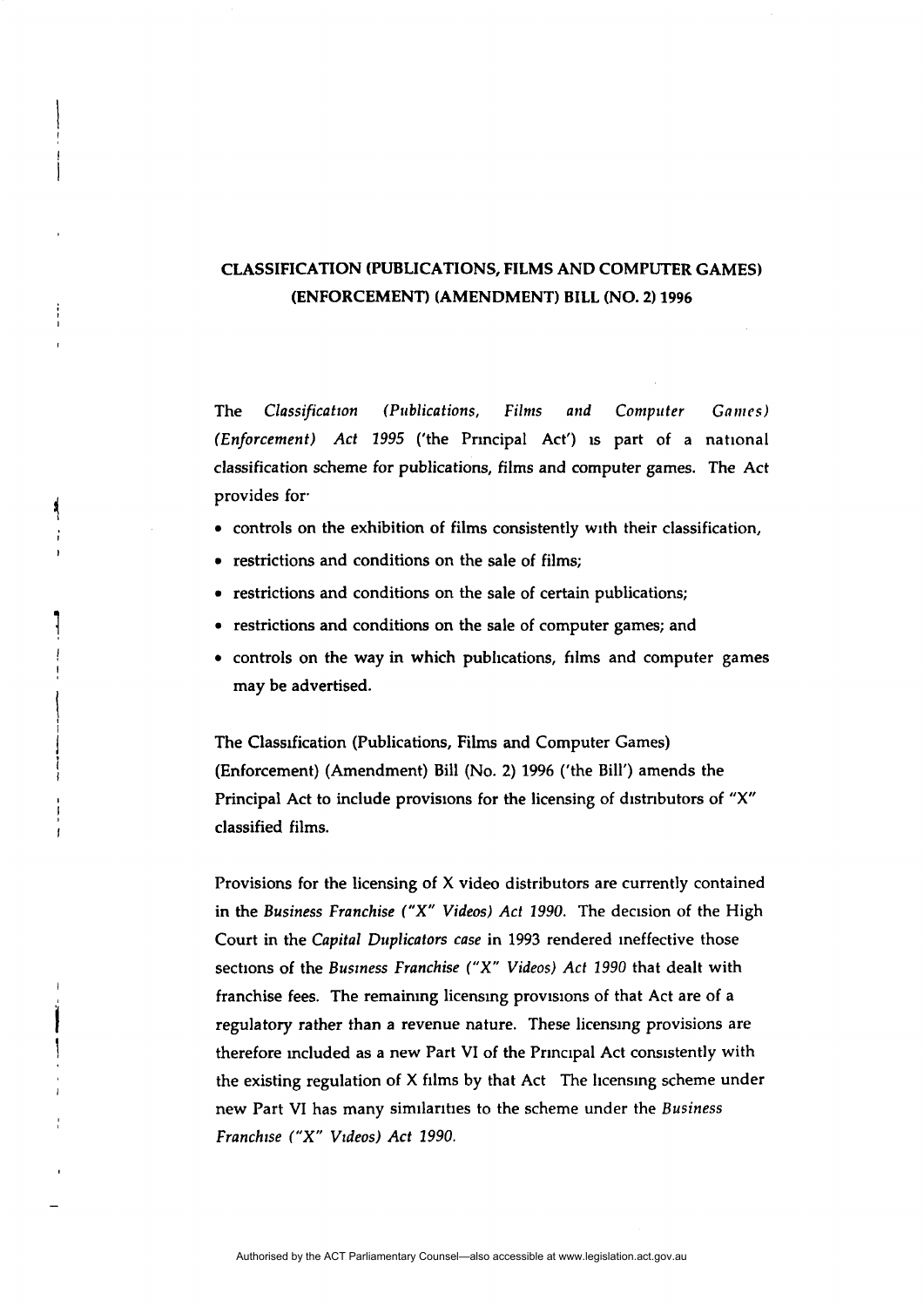## CLASSIFICATION (PUBLICATIONS, FILMS AND COMPUTER GAMES) (ENFORCEMENT) (AMENDMENT) BILL (NO. 2) 1996

The *Classification (Publications, Films and Computer Games) (Enforcement) Act 1995* ('the Principal Act') is part of a national classification scheme for publications, films and computer games. The Act provides for:

- controls on the exhibition of films consistently with their classification,
- restrictions and conditions on the sale of films;
- restrictions and conditions on the sale of certain publications;
- restrictions and conditions on the sale of computer games; and
- controls on the way in which publications, films and computer games may be advertised.

The Classification (Publications, Films and Computer Games) (Enforcement) (Amendment) Bill (No. 2) 1996 ('the Bill') amends the Principal Act to include provisions for the licensing of distributors of "X" classified films.

Provisions for the licensing of X video distributors are currently contained in the *Business Franchise ("X" Videos) Act 1990*. The decision of the High Court in the *Capital Duplicators case* in 1993 rendered ineffective those sections of the *Business Franchise ("X" Videos) Act 1990* that dealt with franchise fees. The remaining licensing provisions of that Act are of a regulatory rather than a revenue nature. These licensing provisions are therefore included as a new Part VI of the Principal Act consistently with the existing regulation of X films by that Act The licensing scheme under new Part VI has many similarities to the scheme under the *Business Franchise ("X" Videos) Act 1990*.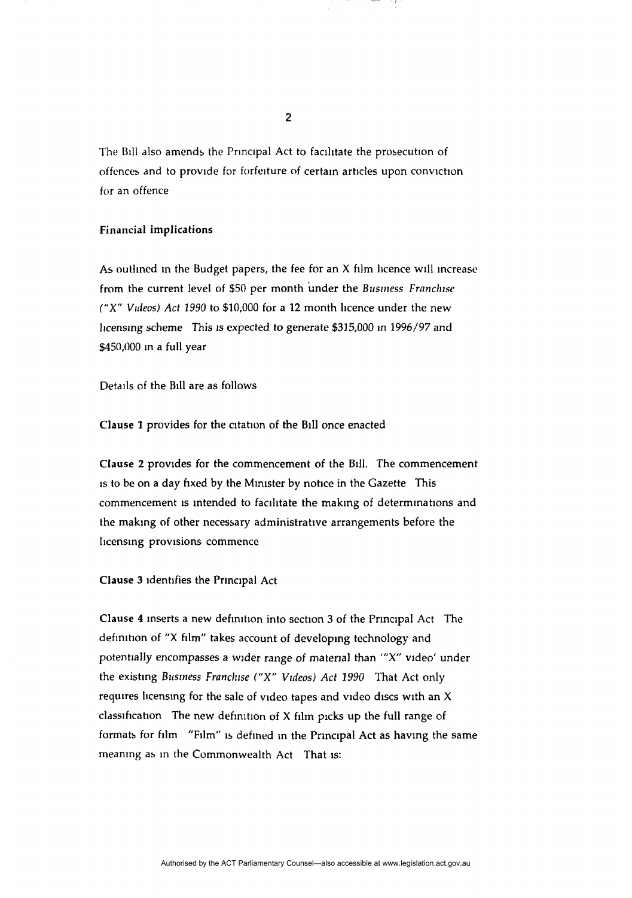The Bill also amends the Principal Act to facilitate the prosecution of offences and to provide for forfeiture of certain articles upon conviction for an offence

**Financial implications**

As outlined in the Budget papers, the fee for an X film licence will increase from the current level of $50 per month under the *Business Franchise ("X" Videos) Act 1990* to $10,000 for a 12 month licence under the new licensing scheme This is expected to generate $315,000 in 1996/97 and $450,000 in a full year

Details of the Bill are as follows

**Clause 1** provides for the citation of the Bill once enacted

**Clause 2** provides for the commencement of the Bill. The commencement is to be on a day fixed by the Minister by notice in the Gazette This commencement is intended to facilitate the making of determinations and the making of other necessary administrative arrangements before the licensing provisions commence

**Clause 3** identifies the Principal Act

**Clause 4** inserts a new definition into section 3 of the Principal Act The definition of "X film" takes account of developing technology and potentially encompasses a wider range of material than '"X" video' under the existing *Business Franchise ("X" Videos) Act 1990* That Act only requires licensing for the sale of video tapes and video discs with an X classification The new definition of X film picks up the full range of formats for film "Film" is defined in the Principal Act as having the same meaning as in the Commonwealth Act That is: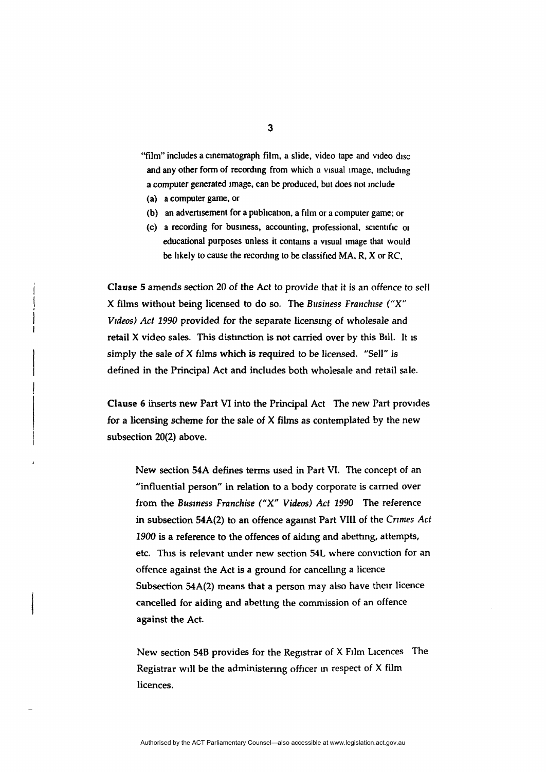"film" includes a cinematograph film, a slide, video tape and video disc and any other form of recording from which a visual image, including a computer generated image, can be produced, but does not include

(a) a computer game, or

(b) an advertisement for a publication, a film or a computer game; or

(c) a recording for business, accounting, professional, scientific or educational purposes unless it contains a visual image that would be likely to cause the recording to be classified MA, R, X or RC,

**Clause 5** amends section 20 of the Act to provide that it is an offence to sell X films without being licensed to do so. The *Business Franchise ("X" Videos) Act 1990* provided for the separate licensing of wholesale and retail X video sales. This distinction is not carried over by this Bill. It is simply the sale of X films which is required to be licensed. "Sell" is defined in the Principal Act and includes both wholesale and retail sale.

**Clause 6** inserts new Part VI into the Principal Act The new Part provides for a licensing scheme for the sale of X films as contemplated by the new subsection 20(2) above.

New section 54A defines terms used in Part VI. The concept of an "influential person" in relation to a body corporate is carried over from the *Business Franchise ("X" Videos) Act 1990* The reference in subsection 54A(2) to an offence against Part VIII of the *Crimes Act 1900* is a reference to the offences of aiding and abetting, attempts, etc. This is relevant under new section 54L where conviction for an offence against the Act is a ground for cancelling a licence Subsection 54A(2) means that a person may also have their licence cancelled for aiding and abetting the commission of an offence against the Act.

New section 54B provides for the Registrar of X Film Licences The Registrar will be the administering officer in respect of X film licences.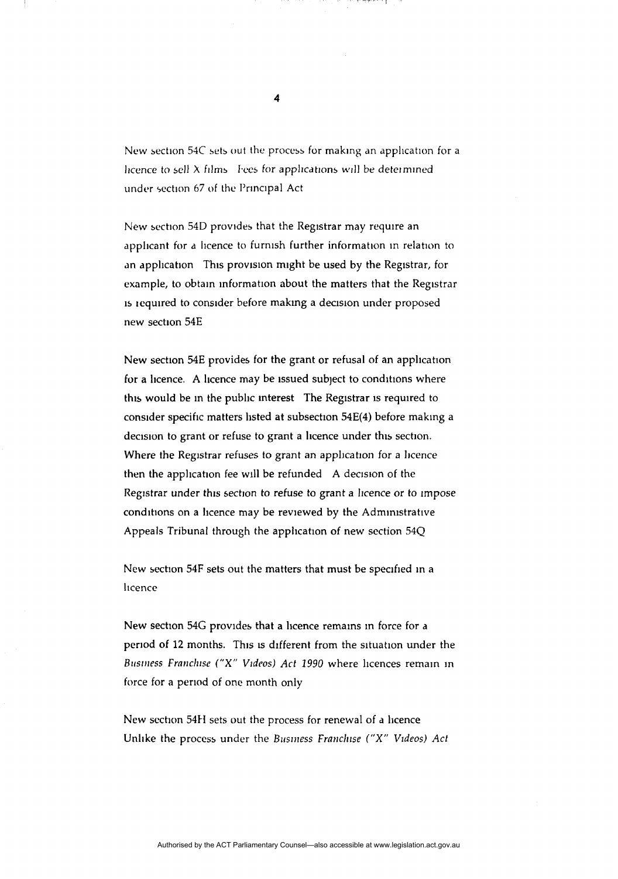New section 54C sets out the process for making an application for a licence to sell X films Fees for applications will be determined under section 67 of the Principal Act

New section 54D provides that the Registrar may require an applicant for a licence to furnish further information in relation to an application This provision might be used by the Registrar, for example, to obtain information about the matters that the Registrar is required to consider before making a decision under proposed new section 54E

New section 54E provides for the grant or refusal of an application for a licence. A licence may be issued subject to conditions where this would be in the public interest The Registrar is required to consider specific matters listed at subsection 54E(4) before making a decision to grant or refuse to grant a licence under this section. Where the Registrar refuses to grant an application for a licence then the application fee will be refunded A decision of the Registrar under this section to refuse to grant a licence or to impose conditions on a licence may be reviewed by the Administrative Appeals Tribunal through the application of new section 54Q

New section 54F sets out the matters that must be specified in a licence

New section 54G provides that a licence remains in force for a period of 12 months. This is different from the situation under the *Business Franchise ("X" Videos) Act 1990* where licences remain in force for a period of one month only

New section 54H sets out the process for renewal of a licence Unlike the process under the *Business Franchise ("X" Videos) Act*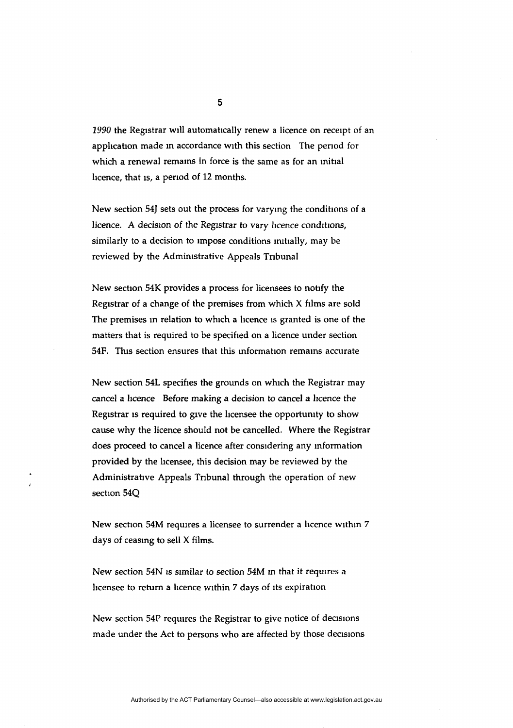*1990* the Registrar will automatically renew a licence on receipt of an application made in accordance with this section The period for which a renewal remains in force is the same as for an initial licence, that is, a period of 12 months.

New section 54J sets out the process for varying the conditions of a licence. A decision of the Registrar to vary licence conditions, similarly to a decision to impose conditions initially, may be reviewed by the Administrative Appeals Tribunal

New section 54K provides a process for licensees to notify the Registrar of a change of the premises from which X films are sold The premises in relation to which a licence is granted is one of the matters that is required to be specified on a licence under section 54F. This section ensures that this information remains accurate

New section 54L specifies the grounds on which the Registrar may cancel a licence Before making a decision to cancel a licence the Registrar is required to give the licensee the opportunity to show cause why the licence should not be cancelled. Where the Registrar does proceed to cancel a licence after considering any information provided by the licensee, this decision may be reviewed by the Administrative Appeals Tribunal through the operation of new section 54Q

New section 54M requires a licensee to surrender a licence within 7 days of ceasing to sell X films.

New section 54N is similar to section 54M in that it requires a licensee to return a licence within 7 days of its expiration

New section 54P requires the Registrar to give notice of decisions made under the Act to persons who are affected by those decisions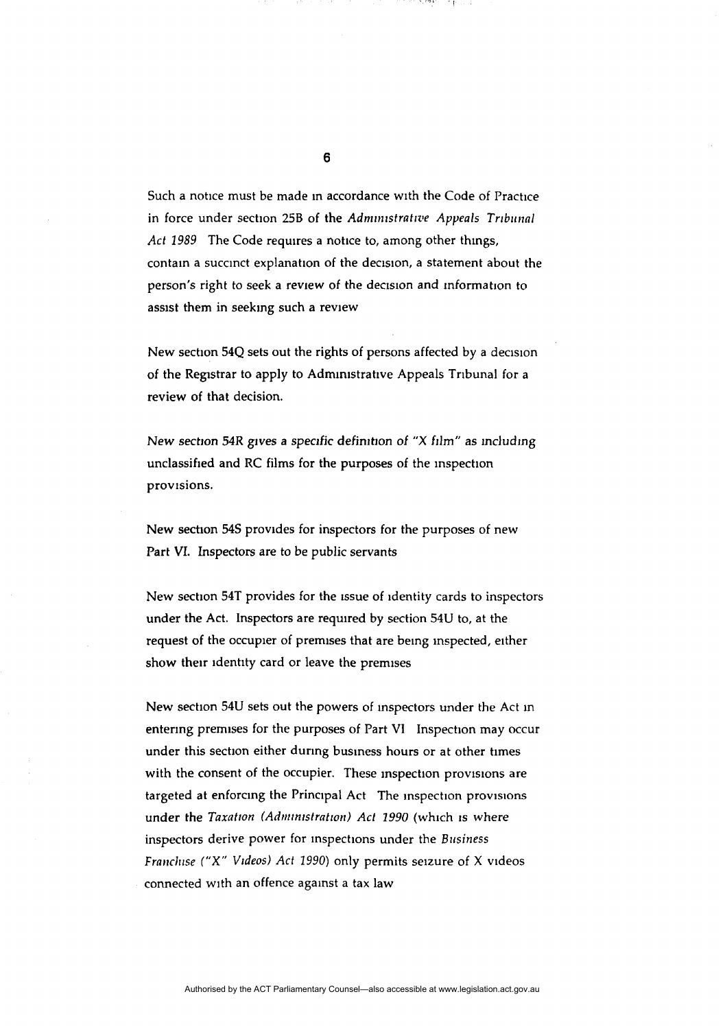Such a notice must be made in accordance with the Code of Practice in force under section 25B of the *Administrative Appeals Tribunal Act 1989* The Code requires a notice to, among other things, contain a succinct explanation of the decision, a statement about the person's right to seek a review of the decision and information to assist them in seeking such a review

New section 54Q sets out the rights of persons affected by a decision of the Registrar to apply to Administrative Appeals Tribunal for a review of that decision.

New section 54R gives a specific definition of "X film" as including unclassified and RC films for the purposes of the inspection provisions.

New section 54S provides for inspectors for the purposes of new Part VI. Inspectors are to be public servants

New section 54T provides for the issue of identity cards to inspectors under the Act. Inspectors are required by section 54U to, at the request of the occupier of premises that are being inspected, either show their identity card or leave the premises

New section 54U sets out the powers of inspectors under the Act in entering premises for the purposes of Part VI Inspection may occur under this section either during business hours or at other times with the consent of the occupier. These inspection provisions are targeted at enforcing the Principal Act The inspection provisions under the *Taxation (Administration) Act 1990* (which is where inspectors derive power for inspections under the *Business Franchise ("X" Videos) Act 1990*) only permits seizure of X videos connected with an offence against a tax law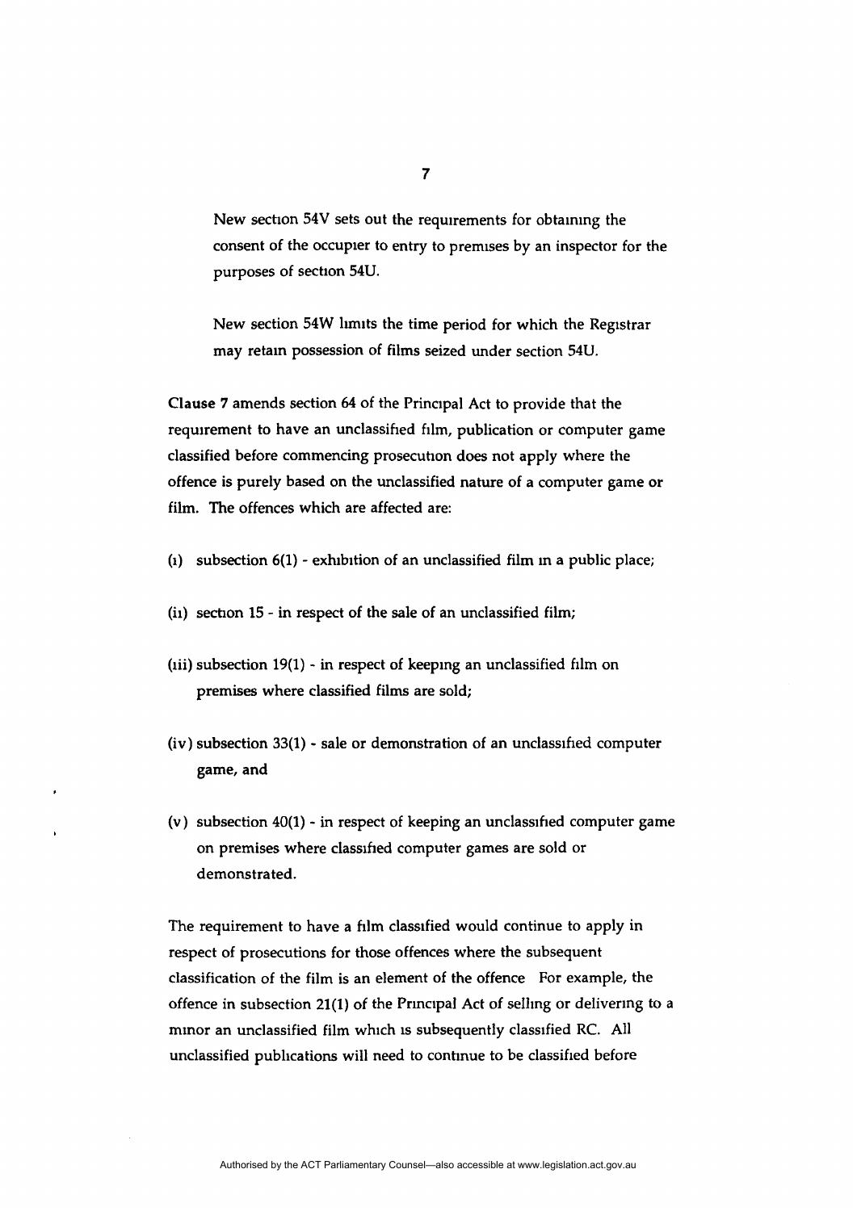New section 54V sets out the requirements for obtaining the consent of the occupier to entry to premises by an inspector for the purposes of section 54U.

New section 54W limits the time period for which the Registrar may retain possession of films seized under section 54U.

**Clause 7** amends section 64 of the Principal Act to provide that the requirement to have an unclassified film, publication or computer game classified before commencing prosecution does not apply where the offence is purely based on the unclassified nature of a computer game or film. The offences which are affected are:

(i) subsection 6(1) - exhibition of an unclassified film in a public place;

(ii) section 15 - in respect of the sale of an unclassified film;

(iii) subsection 19(1) - in respect of keeping an unclassified film on premises where classified films are sold;

(iv) subsection 33(1) - sale or demonstration of an unclassified computer game, and

(v) subsection 40(1) - in respect of keeping an unclassified computer game on premises where classified computer games are sold or demonstrated.

The requirement to have a film classified would continue to apply in respect of prosecutions for those offences where the subsequent classification of the film is an element of the offence For example, the offence in subsection 21(1) of the Principal Act of selling or delivering to a minor an unclassified film which is subsequently classified RC. All unclassified publications will need to continue to be classified before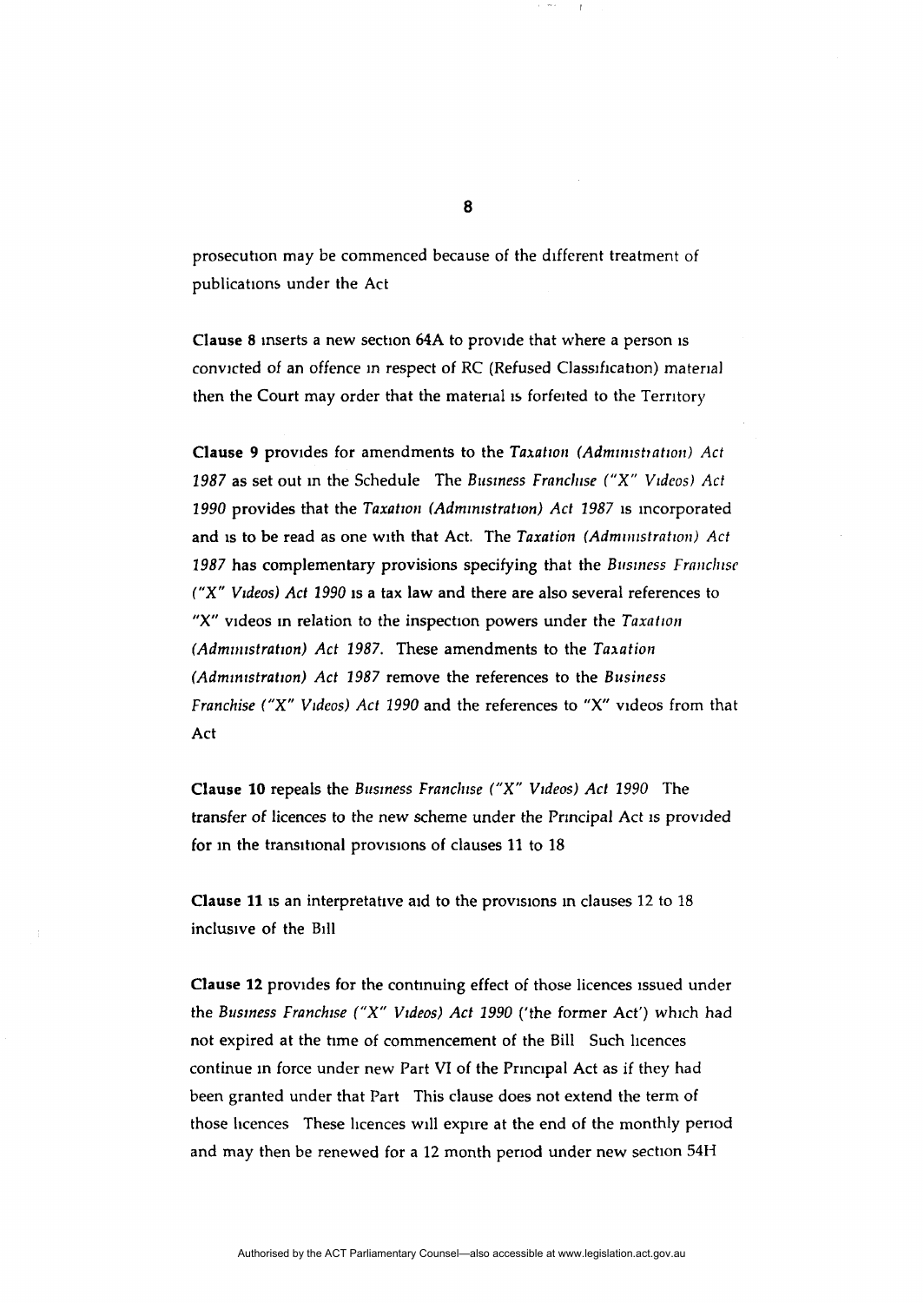prosecution may be commenced because of the different treatment of publications under the Act

**Clause 8** inserts a new section 64A to provide that where a person is convicted of an offence in respect of RC (Refused Classification) material then the Court may order that the material is forfeited to the Territory

**Clause 9** provides for amendments to the *Taxation (Administration) Act 1987* as set out in the Schedule The *Business Franchise ("X" Videos) Act 1990* provides that the *Taxation (Administration) Act 1987* is incorporated and is to be read as one with that Act. The *Taxation (Administration) Act 1987* has complementary provisions specifying that the *Business Franchise ("X" Videos) Act 1990* is a tax law and there are also several references to "X" videos in relation to the inspection powers under the *Taxation (Administration) Act 1987*. These amendments to the *Taxation (Administration) Act 1987* remove the references to the *Business Franchise ("X" Videos) Act 1990* and the references to "X" videos from that Act

**Clause 10** repeals the *Business Franchise ("X" Videos) Act 1990* The transfer of licences to the new scheme under the Principal Act is provided for in the transitional provisions of clauses 11 to 18

**Clause 11** is an interpretative aid to the provisions in clauses 12 to 18 inclusive of the Bill

**Clause 12** provides for the continuing effect of those licences issued under the *Business Franchise ("X" Videos) Act 1990* ('the former Act') which had not expired at the time of commencement of the Bill Such licences continue in force under new Part VI of the Principal Act as if they had been granted under that Part This clause does not extend the term of those licences These licences will expire at the end of the monthly period and may then be renewed for a 12 month period under new section 54H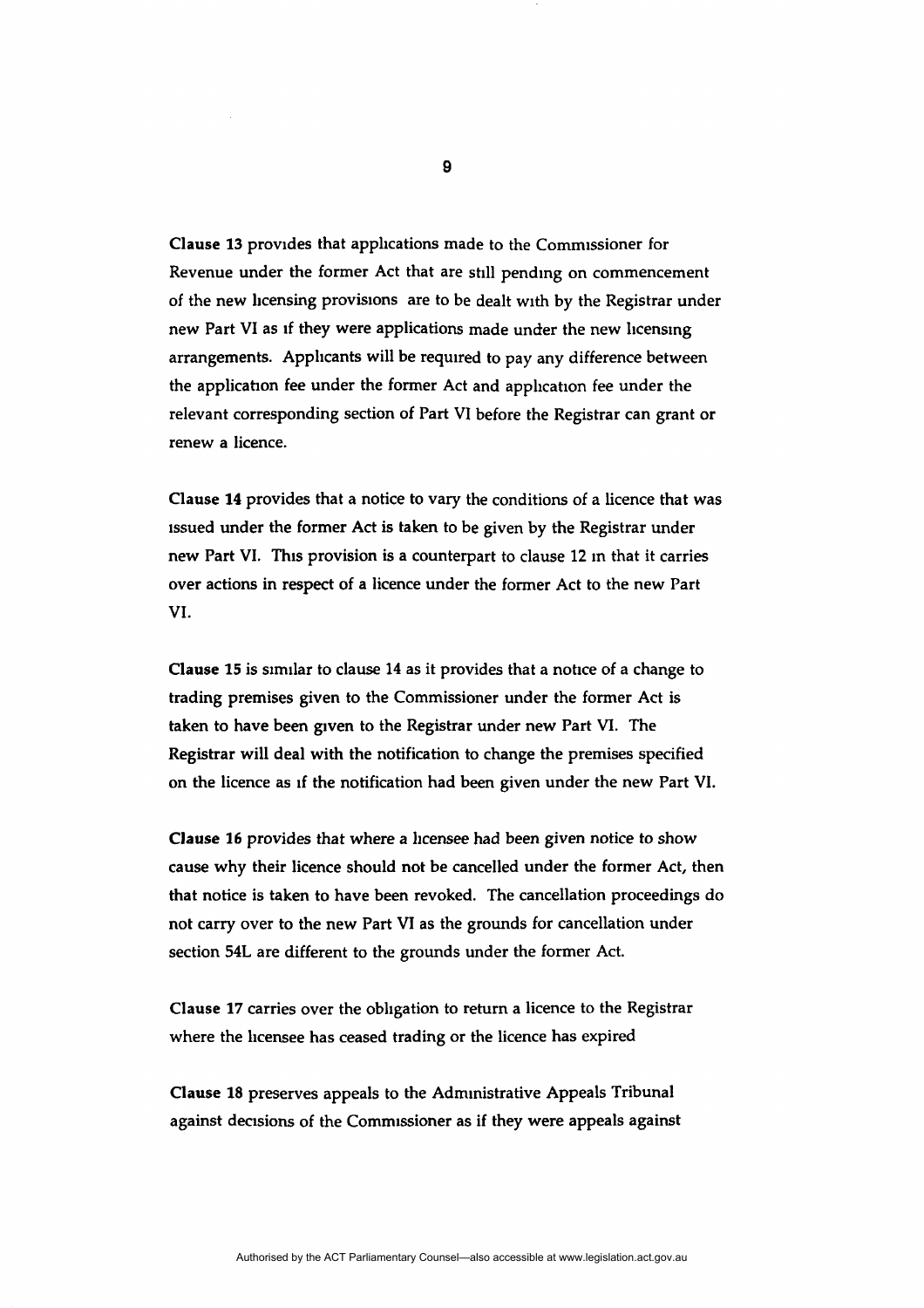**Clause 13** provides that applications made to the Commissioner for Revenue under the former Act that are still pending on commencement of the new licensing provisions are to be dealt with by the Registrar under new Part VI as if they were applications made under the new licensing arrangements. Applicants will be required to pay any difference between the application fee under the former Act and application fee under the relevant corresponding section of Part VI before the Registrar can grant or renew a licence.

**Clause 14** provides that a notice to vary the conditions of a licence that was issued under the former Act is taken to be given by the Registrar under new Part VI. This provision is a counterpart to clause 12 in that it carries over actions in respect of a licence under the former Act to the new Part VI.

**Clause 15** is similar to clause 14 as it provides that a notice of a change to trading premises given to the Commissioner under the former Act is taken to have been given to the Registrar under new Part VI. The Registrar will deal with the notification to change the premises specified on the licence as if the notification had been given under the new Part VI.

**Clause 16** provides that where a licensee had been given notice to show cause why their licence should not be cancelled under the former Act, then that notice is taken to have been revoked. The cancellation proceedings do not carry over to the new Part VI as the grounds for cancellation under section 54L are different to the grounds under the former Act.

**Clause 17** carries over the obligation to return a licence to the Registrar where the licensee has ceased trading or the licence has expired

**Clause 18** preserves appeals to the Administrative Appeals Tribunal against decisions of the Commissioner as if they were appeals against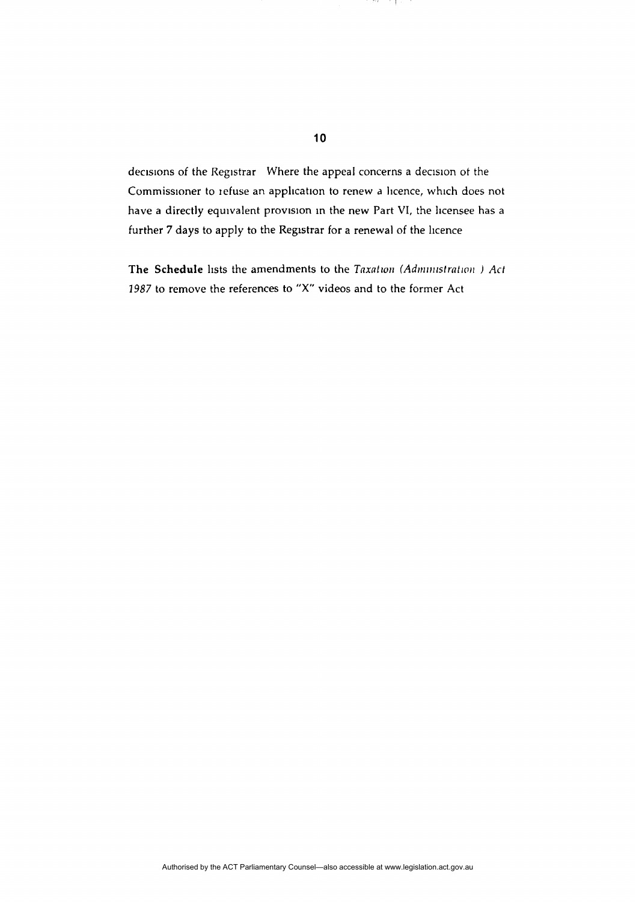decisions of the Registrar Where the appeal concerns a decision of the Commissioner to refuse an application to renew a licence, which does not have a directly equivalent provision in the new Part VI, the licensee has a further 7 days to apply to the Registrar for a renewal of the licence

**The Schedule** lists the amendments to the *Taxation (Administration ) Act 1987* to remove the references to "X" videos and to the former Act